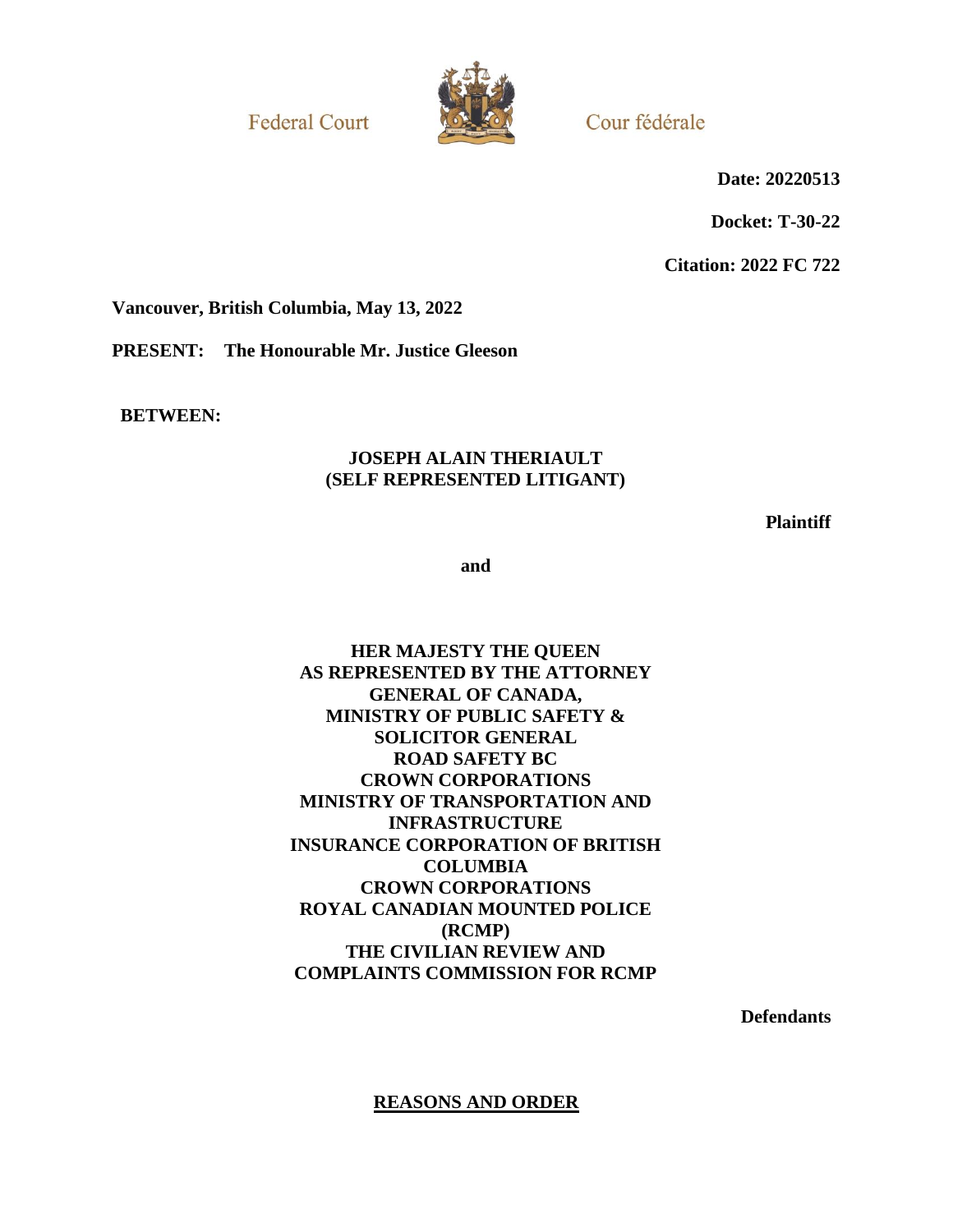Federal Court

Cour fédérale

**Date: 20220513**

**Docket: T-30-22**

**Citation: 2022 FC 722**

**Vancouver, British Columbia, May 13, 2022**

**PRESENT: The Honourable Mr. Justice Gleeson**

**BETWEEN:**

**JOSEPH ALAIN THERIAULT**
**(SELF REPRESENTED LITIGANT)**

**Plaintiff**

**and**

**HER MAJESTY THE QUEEN**
**AS REPRESENTED BY THE ATTORNEY GENERAL OF CANADA,**
**MINISTRY OF PUBLIC SAFETY & SOLICITOR GENERAL**
**ROAD SAFETY BC**
**CROWN CORPORATIONS**
**MINISTRY OF TRANSPORTATION AND INFRASTRUCTURE**
**INSURANCE CORPORATION OF BRITISH COLUMBIA**
**CROWN CORPORATIONS**
**ROYAL CANADIAN MOUNTED POLICE (RCMP)**
**THE CIVILIAN REVIEW AND COMPLAINTS COMMISSION FOR RCMP**

**Defendants**

## REASONS AND ORDER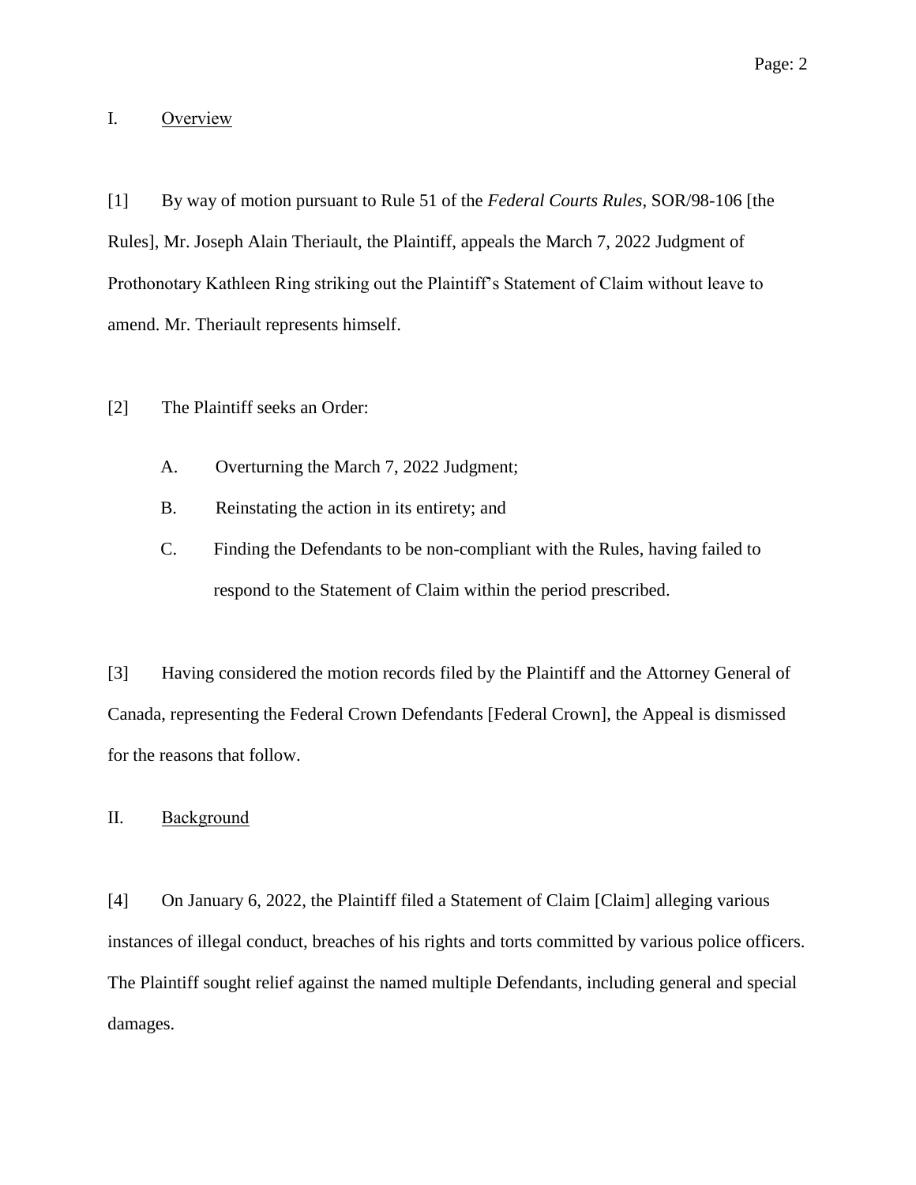## I. Overview

[1] By way of motion pursuant to Rule 51 of the *Federal Courts Rules*, SOR/98-106 [the Rules], Mr. Joseph Alain Theriault, the Plaintiff, appeals the March 7, 2022 Judgment of Prothonotary Kathleen Ring striking out the Plaintiff's Statement of Claim without leave to amend. Mr. Theriault represents himself.

[2] The Plaintiff seeks an Order:

A. Overturning the March 7, 2022 Judgment;

B. Reinstating the action in its entirety; and

C. Finding the Defendants to be non-compliant with the Rules, having failed to respond to the Statement of Claim within the period prescribed.

[3] Having considered the motion records filed by the Plaintiff and the Attorney General of Canada, representing the Federal Crown Defendants [Federal Crown], the Appeal is dismissed for the reasons that follow.

## II. Background

[4] On January 6, 2022, the Plaintiff filed a Statement of Claim [Claim] alleging various instances of illegal conduct, breaches of his rights and torts committed by various police officers. The Plaintiff sought relief against the named multiple Defendants, including general and special damages.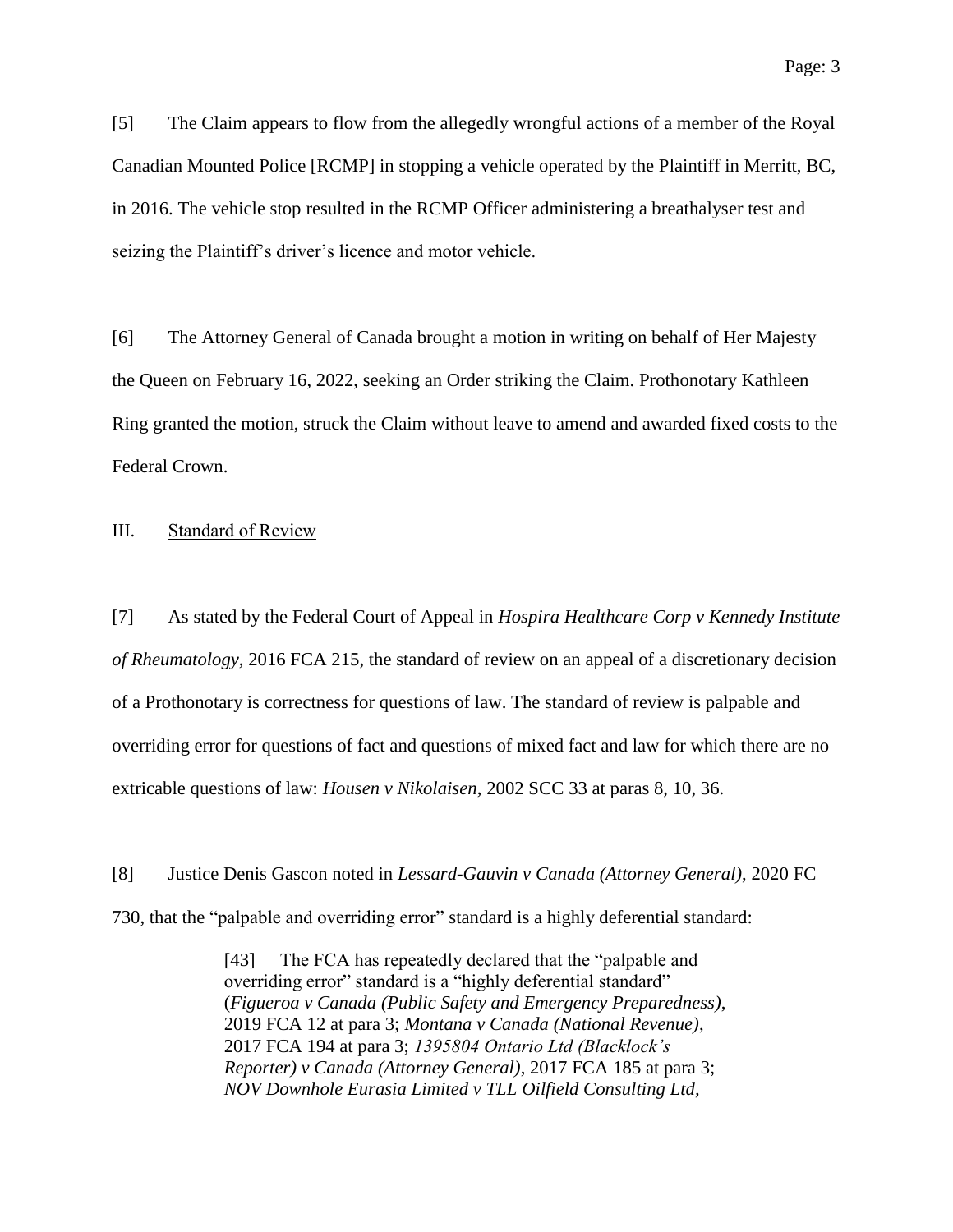[5] The Claim appears to flow from the allegedly wrongful actions of a member of the Royal Canadian Mounted Police [RCMP] in stopping a vehicle operated by the Plaintiff in Merritt, BC, in 2016. The vehicle stop resulted in the RCMP Officer administering a breathalyser test and seizing the Plaintiff's driver's licence and motor vehicle.

[6] The Attorney General of Canada brought a motion in writing on behalf of Her Majesty the Queen on February 16, 2022, seeking an Order striking the Claim. Prothonotary Kathleen Ring granted the motion, struck the Claim without leave to amend and awarded fixed costs to the Federal Crown.

## III. Standard of Review

[7] As stated by the Federal Court of Appeal in *Hospira Healthcare Corp v Kennedy Institute of Rheumatology*, 2016 FCA 215, the standard of review on an appeal of a discretionary decision of a Prothonotary is correctness for questions of law. The standard of review is palpable and overriding error for questions of fact and questions of mixed fact and law for which there are no extricable questions of law: *Housen v Nikolaisen*, 2002 SCC 33 at paras 8, 10, 36.

[8] Justice Denis Gascon noted in *Lessard-Gauvin v Canada (Attorney General)*, 2020 FC 730, that the "palpable and overriding error" standard is a highly deferential standard:

> [43] The FCA has repeatedly declared that the "palpable and overriding error" standard is a "highly deferential standard" (*Figueroa v Canada (Public Safety and Emergency Preparedness)*, 2019 FCA 12 at para 3; *Montana v Canada (National Revenue)*, 2017 FCA 194 at para 3; *1395804 Ontario Ltd (Blacklock's Reporter) v Canada (Attorney General)*, 2017 FCA 185 at para 3; *NOV Downhole Eurasia Limited v TLL Oilfield Consulting Ltd*,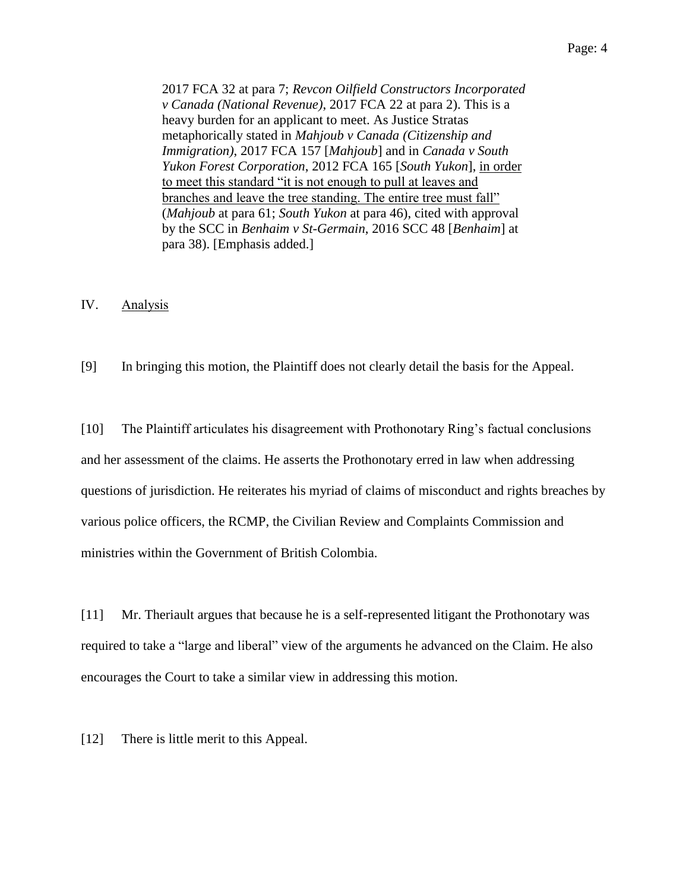> 2017 FCA 32 at para 7; *Revcon Oilfield Constructors Incorporated v Canada (National Revenue)*, 2017 FCA 22 at para 2). This is a heavy burden for an applicant to meet. As Justice Stratas metaphorically stated in *Mahjoub v Canada (Citizenship and Immigration)*, 2017 FCA 157 [*Mahjoub*] and in *Canada v South Yukon Forest Corporation*, 2012 FCA 165 [*South Yukon*], <u>in order to meet this standard "it is not enough to pull at leaves and branches and leave the tree standing. The entire tree must fall"</u> (*Mahjoub* at para 61; *South Yukon* at para 46), cited with approval by the SCC in *Benhaim v St-Germain*, 2016 SCC 48 [*Benhaim*] at para 38). [Emphasis added.]

## IV. Analysis

[9] In bringing this motion, the Plaintiff does not clearly detail the basis for the Appeal.

[10] The Plaintiff articulates his disagreement with Prothonotary Ring's factual conclusions and her assessment of the claims. He asserts the Prothonotary erred in law when addressing questions of jurisdiction. He reiterates his myriad of claims of misconduct and rights breaches by various police officers, the RCMP, the Civilian Review and Complaints Commission and ministries within the Government of British Colombia.

[11] Mr. Theriault argues that because he is a self-represented litigant the Prothonotary was required to take a "large and liberal" view of the arguments he advanced on the Claim. He also encourages the Court to take a similar view in addressing this motion.

[12] There is little merit to this Appeal.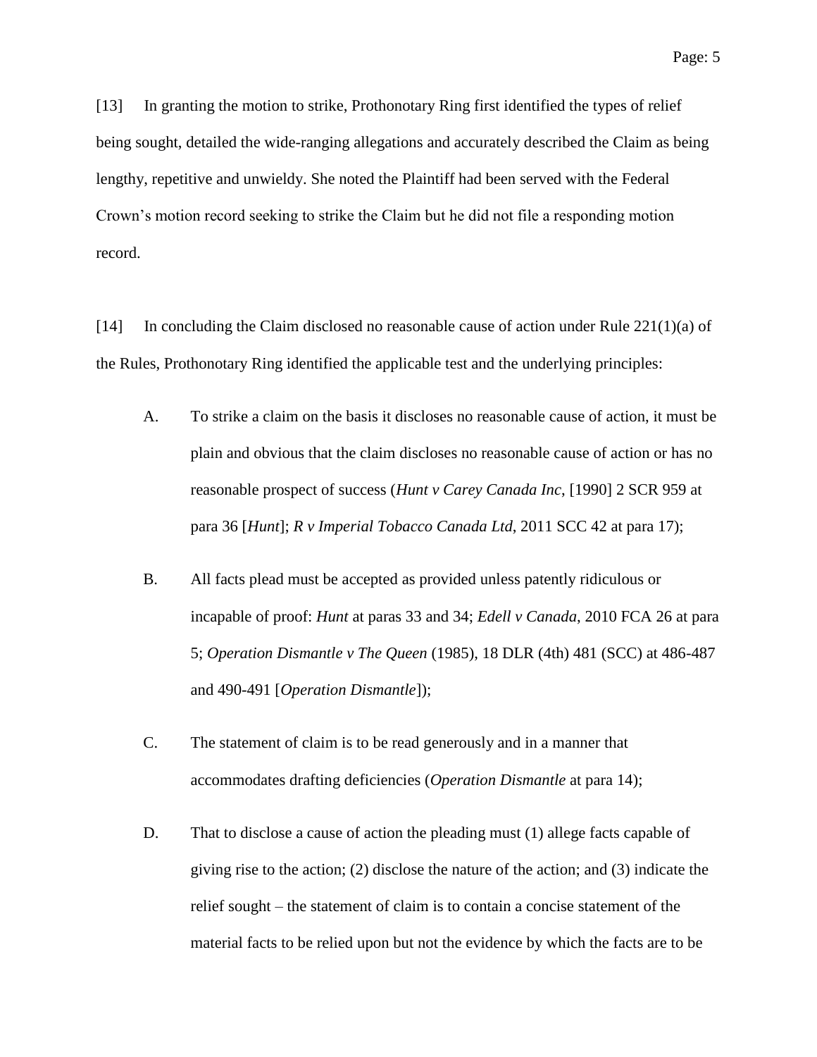[13] In granting the motion to strike, Prothonotary Ring first identified the types of relief being sought, detailed the wide-ranging allegations and accurately described the Claim as being lengthy, repetitive and unwieldy. She noted the Plaintiff had been served with the Federal Crown's motion record seeking to strike the Claim but he did not file a responding motion record.

[14] In concluding the Claim disclosed no reasonable cause of action under Rule 221(1)(a) of the Rules, Prothonotary Ring identified the applicable test and the underlying principles:

A. To strike a claim on the basis it discloses no reasonable cause of action, it must be plain and obvious that the claim discloses no reasonable cause of action or has no reasonable prospect of success (*Hunt v Carey Canada Inc*, [1990] 2 SCR 959 at para 36 [*Hunt*]; *R v Imperial Tobacco Canada Ltd*, 2011 SCC 42 at para 17);

B. All facts plead must be accepted as provided unless patently ridiculous or incapable of proof: *Hunt* at paras 33 and 34; *Edell v Canada*, 2010 FCA 26 at para 5; *Operation Dismantle v The Queen* (1985), 18 DLR (4th) 481 (SCC) at 486-487 and 490-491 [*Operation Dismantle*]);

C. The statement of claim is to be read generously and in a manner that accommodates drafting deficiencies (*Operation Dismantle* at para 14);

D. That to disclose a cause of action the pleading must (1) allege facts capable of giving rise to the action; (2) disclose the nature of the action; and (3) indicate the relief sought – the statement of claim is to contain a concise statement of the material facts to be relied upon but not the evidence by which the facts are to be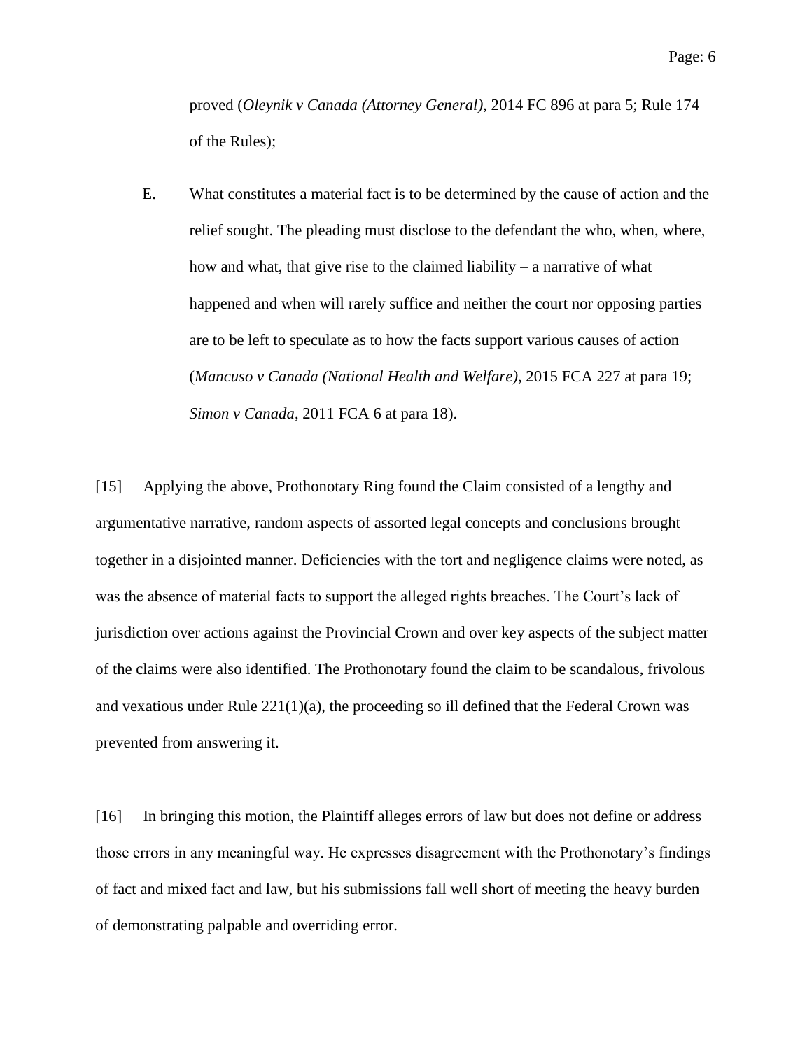proved (*Oleynik v Canada (Attorney General)*, 2014 FC 896 at para 5; Rule 174 of the Rules);

E. What constitutes a material fact is to be determined by the cause of action and the relief sought. The pleading must disclose to the defendant the who, when, where, how and what, that give rise to the claimed liability – a narrative of what happened and when will rarely suffice and neither the court nor opposing parties are to be left to speculate as to how the facts support various causes of action (*Mancuso v Canada (National Health and Welfare)*, 2015 FCA 227 at para 19; *Simon v Canada*, 2011 FCA 6 at para 18).

[15] Applying the above, Prothonotary Ring found the Claim consisted of a lengthy and argumentative narrative, random aspects of assorted legal concepts and conclusions brought together in a disjointed manner. Deficiencies with the tort and negligence claims were noted, as was the absence of material facts to support the alleged rights breaches. The Court's lack of jurisdiction over actions against the Provincial Crown and over key aspects of the subject matter of the claims were also identified. The Prothonotary found the claim to be scandalous, frivolous and vexatious under Rule 221(1)(a), the proceeding so ill defined that the Federal Crown was prevented from answering it.

[16] In bringing this motion, the Plaintiff alleges errors of law but does not define or address those errors in any meaningful way. He expresses disagreement with the Prothonotary's findings of fact and mixed fact and law, but his submissions fall well short of meeting the heavy burden of demonstrating palpable and overriding error.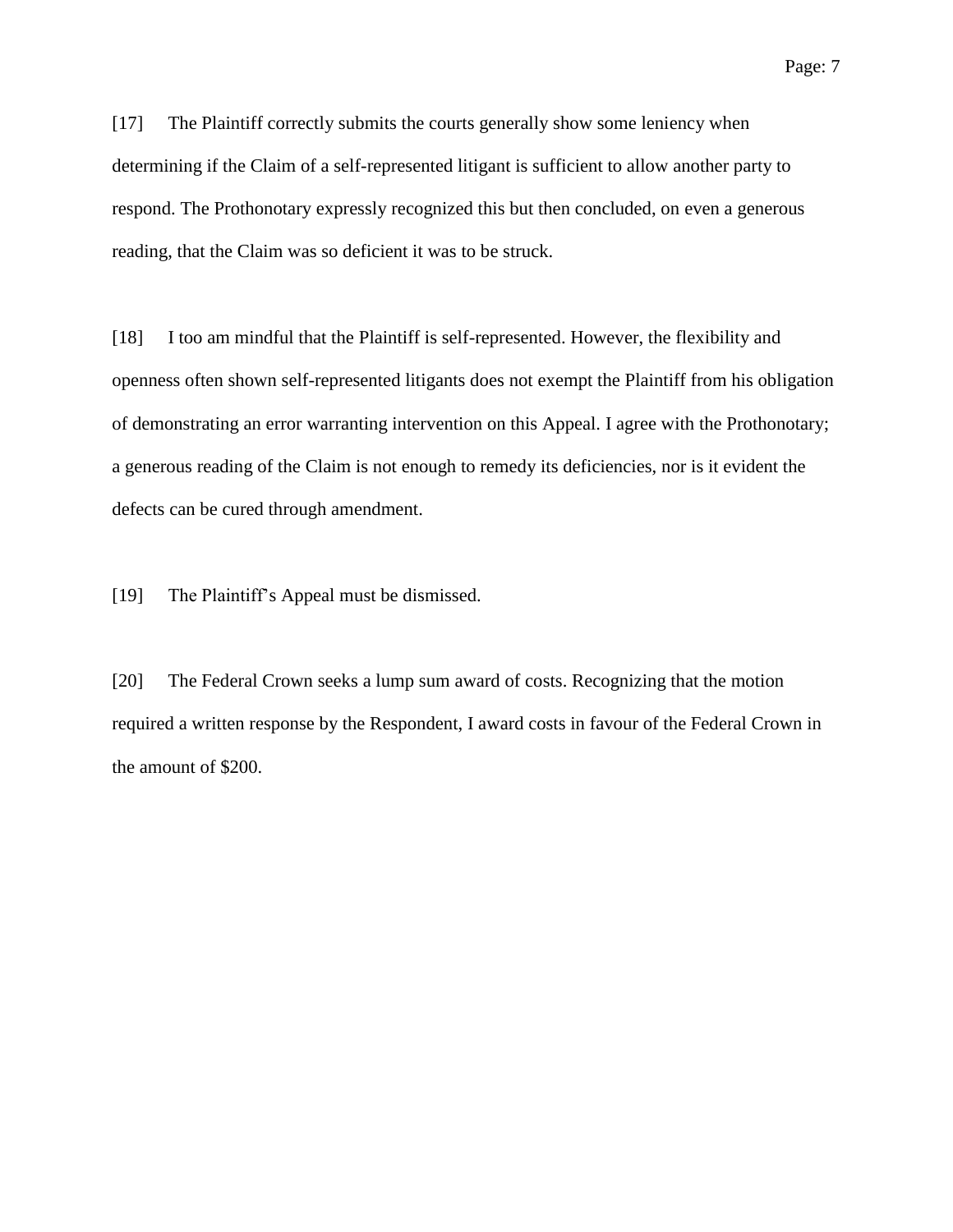[17] The Plaintiff correctly submits the courts generally show some leniency when determining if the Claim of a self-represented litigant is sufficient to allow another party to respond. The Prothonotary expressly recognized this but then concluded, on even a generous reading, that the Claim was so deficient it was to be struck.

[18] I too am mindful that the Plaintiff is self-represented. However, the flexibility and openness often shown self-represented litigants does not exempt the Plaintiff from his obligation of demonstrating an error warranting intervention on this Appeal. I agree with the Prothonotary; a generous reading of the Claim is not enough to remedy its deficiencies, nor is it evident the defects can be cured through amendment.

[19] The Plaintiff's Appeal must be dismissed.

[20] The Federal Crown seeks a lump sum award of costs. Recognizing that the motion required a written response by the Respondent, I award costs in favour of the Federal Crown in the amount of $200.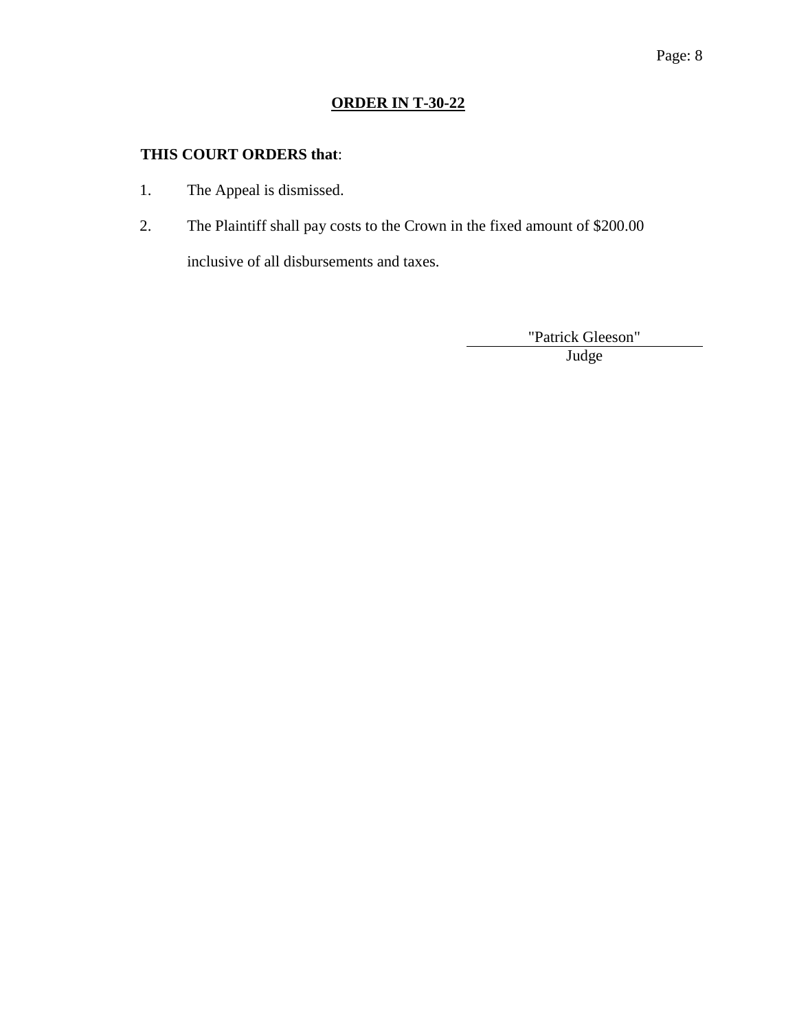## **ORDER IN T-30-22**

**THIS COURT ORDERS that**:

1. The Appeal is dismissed.
2. The Plaintiff shall pay costs to the Crown in the fixed amount of $200.00 inclusive of all disbursements and taxes.

"Patrick Gleeson"

Judge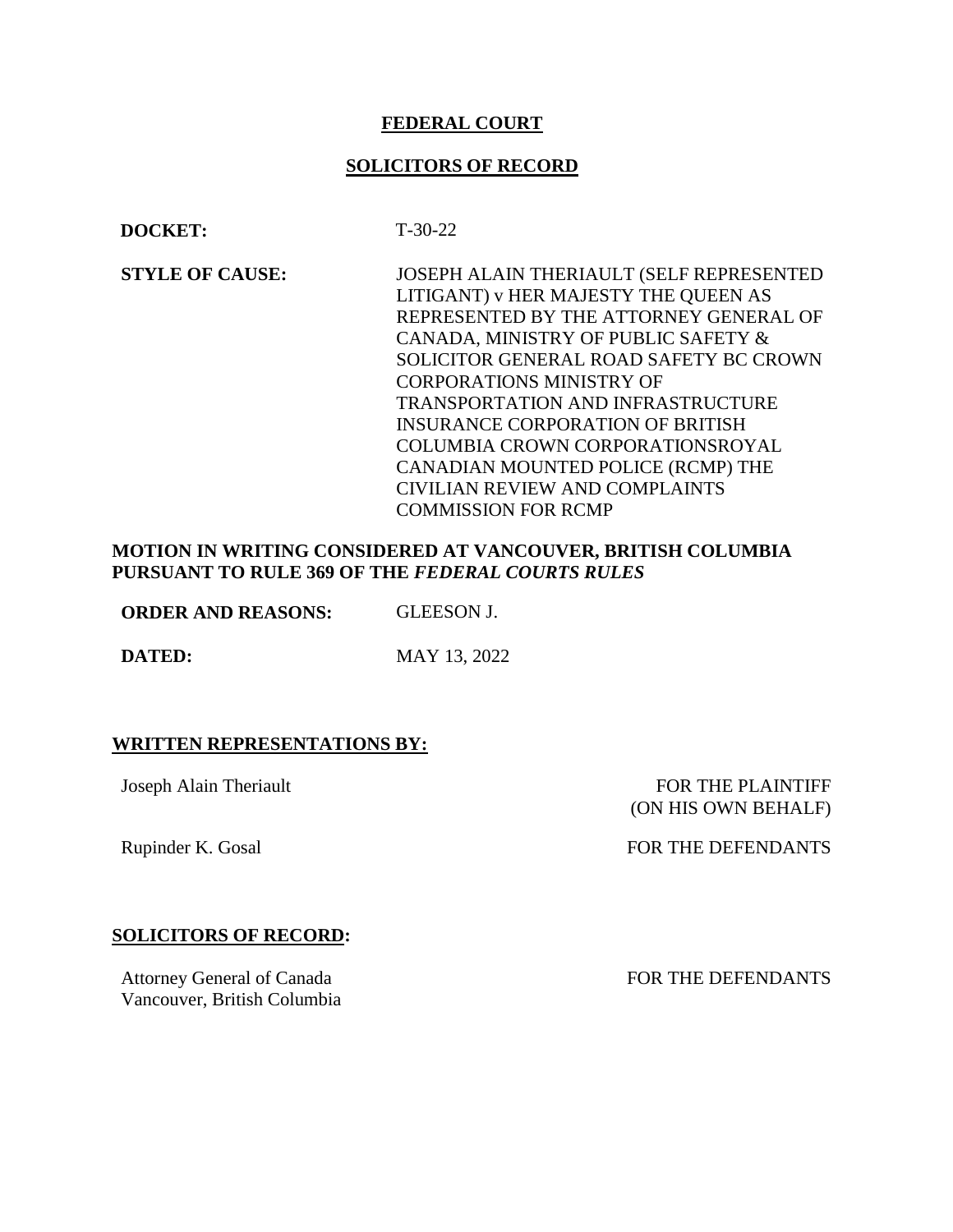# FEDERAL COURT

## SOLICITORS OF RECORD

| | |
|---|---|
| **DOCKET:** | T-30-22 |
| **STYLE OF CAUSE:** | JOSEPH ALAIN THERIAULT (SELF REPRESENTED LITIGANT) v HER MAJESTY THE QUEEN AS REPRESENTED BY THE ATTORNEY GENERAL OF CANADA, MINISTRY OF PUBLIC SAFETY & SOLICITOR GENERAL ROAD SAFETY BC CROWN CORPORATIONS MINISTRY OF TRANSPORTATION AND INFRASTRUCTURE INSURANCE CORPORATION OF BRITISH COLUMBIA CROWN CORPORATIONSROYAL CANADIAN MOUNTED POLICE (RCMP) THE CIVILIAN REVIEW AND COMPLAINTS COMMISSION FOR RCMP |

**MOTION IN WRITING CONSIDERED AT VANCOUVER, BRITISH COLUMBIA PURSUANT TO RULE 369 OF THE *FEDERAL COURTS RULES***

| | |
|---|---|
| **ORDER AND REASONS:** | GLEESON J. |
| **DATED:** | MAY 13, 2022 |

**WRITTEN REPRESENTATIONS BY:**

| | |
|---|---|
| Joseph Alain Theriault | FOR THE PLAINTIFF (ON HIS OWN BEHALF) |
| Rupinder K. Gosal | FOR THE DEFENDANTS |

**SOLICITORS OF RECORD:**

| | |
|---|---|
| Attorney General of Canada<br>Vancouver, British Columbia | FOR THE DEFENDANTS |